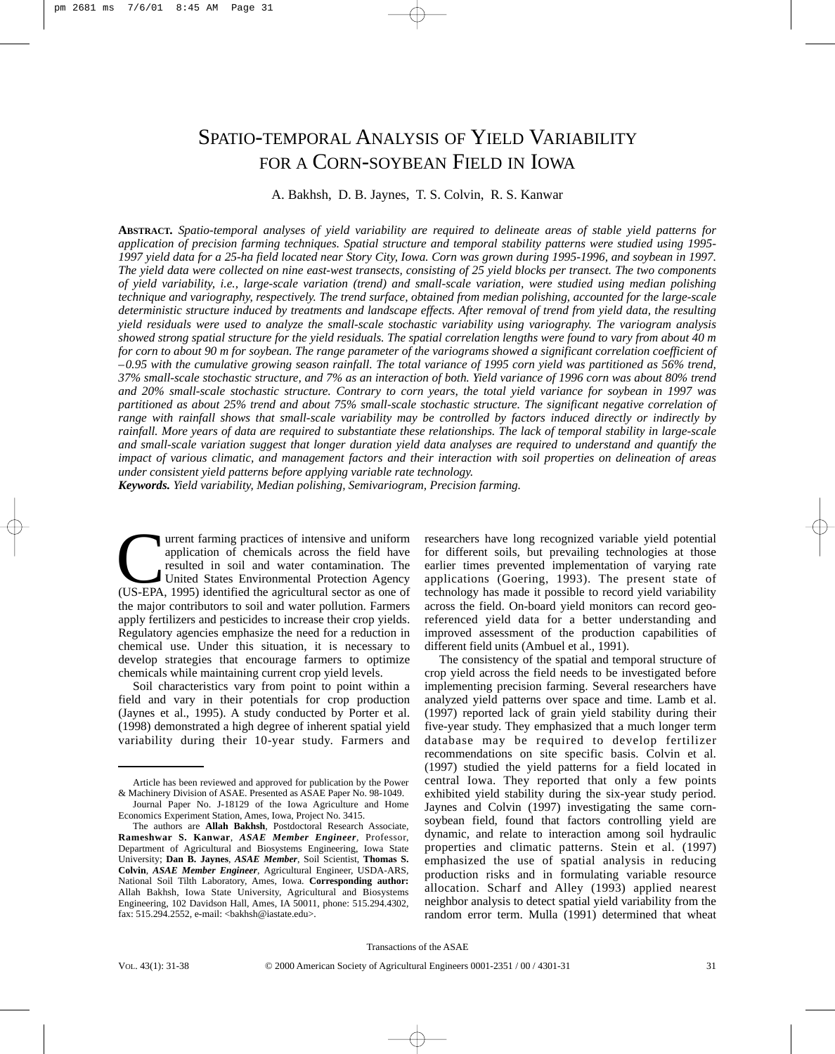# SPATIO-TEMPORAL ANALYSIS OF YIELD VARIABILITY FOR A CORN-SOYBEAN FIELD IN IOWA

A. Bakhsh, D. B. Jaynes, T. S. Colvin, R. S. Kanwar

**ABSTRACT.** *Spatio-temporal analyses of yield variability are required to delineate areas of stable yield patterns for application of precision farming techniques. Spatial structure and temporal stability patterns were studied using 1995-1997 yield data for a 25-ha field located near Story City, Iowa. Corn was grown during 1995-1996, and soybean in 1997. The yield data were collected on nine east-west transects, consisting of 25 yield blocks per transect. The two components of yield variability, i.e., large-scale variation (trend) and small-scale variation, were studied using median polishing technique and variography, respectively. The trend surface, obtained from median polishing, accounted for the large-scale deterministic structure induced by treatments and landscape effects. After removal of trend from yield data, the resulting yield residuals were used to analyze the small-scale stochastic variability using variography. The variogram analysis showed strong spatial structure for the yield residuals. The spatial correlation lengths were found to vary from about 40 m for corn to about 90 m for soybean. The range parameter of the variograms showed a significant correlation coefficient of –0.95 with the cumulative growing season rainfall. The total variance of 1995 corn yield was partitioned as 56% trend, 37% small-scale stochastic structure, and 7% as an interaction of both. Yield variance of 1996 corn was about 80% trend and 20% small-scale stochastic structure. Contrary to corn years, the total yield variance for soybean in 1997 was partitioned as about 25% trend and about 75% small-scale stochastic structure. The significant negative correlation of range with rainfall shows that small-scale variability may be controlled by factors induced directly or indirectly by rainfall. More years of data are required to substantiate these relationships. The lack of temporal stability in large-scale and small-scale variation suggest that longer duration yield data analyses are required to understand and quantify the impact of various climatic, and management factors and their interaction with soil properties on delineation of areas under consistent yield patterns before applying variable rate technology.*

***Keywords.*** *Yield variability, Median polishing, Semivariogram, Precision farming.*

Current farming practices of intensive and uniform application of chemicals across the field have resulted in soil and water contamination. The United States Environmental Protection Agency (US-EPA, 1995) identified the agricultural sector as one of the major contributors to soil and water pollution. Farmers apply fertilizers and pesticides to increase their crop yields. Regulatory agencies emphasize the need for a reduction in chemical use. Under this situation, it is necessary to develop strategies that encourage farmers to optimize chemicals while maintaining current crop yield levels.

Soil characteristics vary from point to point within a field and vary in their potentials for crop production (Jaynes et al., 1995). A study conducted by Porter et al. (1998) demonstrated a high degree of inherent spatial yield variability during their 10-year study. Farmers and researchers have long recognized variable yield potential for different soils, but prevailing technologies at those earlier times prevented implementation of varying rate applications (Goering, 1993). The present state of technology has made it possible to record yield variability across the field. On-board yield monitors can record geo-referenced yield data for a better understanding and improved assessment of the production capabilities of different field units (Ambuel et al., 1991).

The consistency of the spatial and temporal structure of crop yield across the field needs to be investigated before implementing precision farming. Several researchers have analyzed yield patterns over space and time. Lamb et al. (1997) reported lack of grain yield stability during their five-year study. They emphasized that a much longer term database may be required to develop fertilizer recommendations on site specific basis. Colvin et al. (1997) studied the yield patterns for a field located in central Iowa. They reported that only a few points exhibited yield stability during the six-year study period. Jaynes and Colvin (1997) investigating the same corn-soybean field, found that factors controlling yield are dynamic, and relate to interaction among soil hydraulic properties and climatic patterns. Stein et al. (1997) emphasized the use of spatial analysis in reducing production risks and in formulating variable resource allocation. Scharf and Alley (1993) applied nearest neighbor analysis to detect spatial yield variability from the random error term. Mulla (1991) determined that wheat

---

Article has been reviewed and approved for publication by the Power & Machinery Division of ASAE. Presented as ASAE Paper No. 98-1049.

Journal Paper No. J-18129 of the Iowa Agriculture and Home Economics Experiment Station, Ames, Iowa, Project No. 3415.

The authors are **Allah Bakhsh**, Postdoctoral Research Associate, **Rameshwar S. Kanwar**, ***ASAE Member Engineer***, Professor, Department of Agricultural and Biosystems Engineering, Iowa State University; **Dan B. Jaynes**, ***ASAE Member***, Soil Scientist, **Thomas S. Colvin**, ***ASAE Member Engineer***, Agricultural Engineer, USDA-ARS, National Soil Tilth Laboratory, Ames, Iowa. **Corresponding author:** Allah Bakhsh, Iowa State University, Agricultural and Biosystems Engineering, 102 Davidson Hall, Ames, IA 50011, phone: 515.294.4302, fax: 515.294.2552, e-mail: <bakhsh@iastate.edu>.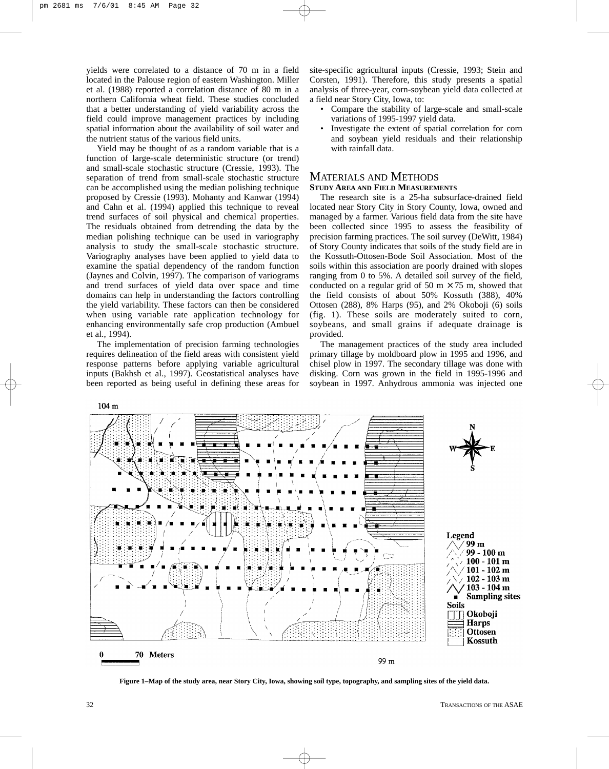yields were correlated to a distance of 70 m in a field located in the Palouse region of eastern Washington. Miller et al. (1988) reported a correlation distance of 80 m in a northern California wheat field. These studies concluded that a better understanding of yield variability across the field could improve management practices by including spatial information about the availability of soil water and the nutrient status of the various field units.

Yield may be thought of as a random variable that is a function of large-scale deterministic structure (or trend) and small-scale stochastic structure (Cressie, 1993). The separation of trend from small-scale stochastic structure can be accomplished using the median polishing technique proposed by Cressie (1993). Mohanty and Kanwar (1994) and Cahn et al. (1994) applied this technique to reveal trend surfaces of soil physical and chemical properties. The residuals obtained from detrending the data by the median polishing technique can be used in variography analysis to study the small-scale stochastic structure. Variography analyses have been applied to yield data to examine the spatial dependency of the random function (Jaynes and Colvin, 1997). The comparison of variograms and trend surfaces of yield data over space and time domains can help in understanding the factors controlling the yield variability. These factors can then be considered when using variable rate application technology for enhancing environmentally safe crop production (Ambuel et al., 1994).

The implementation of precision farming technologies requires delineation of the field areas with consistent yield response patterns before applying variable agricultural inputs (Bakhsh et al., 1997). Geostatistical analyses have been reported as being useful in defining these areas for site-specific agricultural inputs (Cressie, 1993; Stein and Corsten, 1991). Therefore, this study presents a spatial analysis of three-year, corn-soybean yield data collected at a field near Story City, Iowa, to:

- Compare the stability of large-scale and small-scale variations of 1995-1997 yield data.
- Investigate the extent of spatial correlation for corn and soybean yield residuals and their relationship with rainfall data.

## Materials and Methods

### Study Area and Field Measurements

The research site is a 25-ha subsurface-drained field located near Story City in Story County, Iowa, owned and managed by a farmer. Various field data from the site have been collected since 1995 to assess the feasibility of precision farming practices. The soil survey (DeWitt, 1984) of Story County indicates that soils of the study field are in the Kossuth-Ottosen-Bode Soil Association. Most of the soils within this association are poorly drained with slopes ranging from 0 to 5%. A detailed soil survey of the field, conducted on a regular grid of 50 m × 75 m, showed that the field consists of about 50% Kossuth (388), 40% Ottosen (288), 8% Harps (95), and 2% Okoboji (6) soils (fig. 1). These soils are moderately suited to corn, soybeans, and small grains if adequate drainage is provided.

The management practices of the study area included primary tillage by moldboard plow in 1995 and 1996, and chisel plow in 1997. The secondary tillage was done with disking. Corn was grown in the field in 1995-1996 and soybean in 1997. Anhydrous ammonia was injected one

Figure 1–Map of the study area, near Story City, Iowa, showing soil type, topography, and sampling sites of the yield data.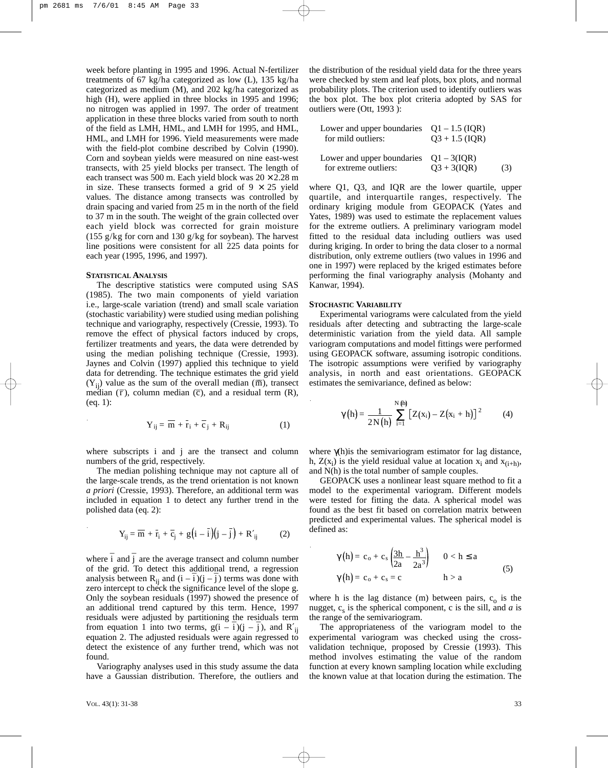week before planting in 1995 and 1996. Actual N-fertilizer treatments of 67 kg/ha categorized as low (L), 135 kg/ha categorized as medium (M), and 202 kg/ha categorized as high (H), were applied in three blocks in 1995 and 1996; no nitrogen was applied in 1997. The order of treatment application in these three blocks varied from south to north of the field as LMH, HML, and LMH for 1995, and HML, HML, and LMH for 1996. Yield measurements were made with the field-plot combine described by Colvin (1990). Corn and soybean yields were measured on nine east-west transects, with 25 yield blocks per transect. The length of each transect was 500 m. Each yield block was $20 \times 2.28$ m in size. These transects formed a grid of $9 \times 25$ yield values. The distance among transects was controlled by drain spacing and varied from 25 m in the north of the field to 37 m in the south. The weight of the grain collected over each yield block was corrected for grain moisture (155 g/kg for corn and 130 g/kg for soybean). The harvest line positions were consistent for all 225 data points for each year (1995, 1996, and 1997).

### Statistical Analysis

The descriptive statistics were computed using SAS (1985). The two main components of yield variation i.e., large-scale variation (trend) and small scale variation (stochastic variability) were studied using median polishing technique and variography, respectively (Cressie, 1993). To remove the effect of physical factors induced by crops, fertilizer treatments and years, the data were detrended by using the median polishing technique (Cressie, 1993). Jaynes and Colvin (1997) applied this technique to yield data for detrending. The technique estimates the grid yield ($Y_{ij}$) value as the sum of the overall median ($\overline{m}$), transect median ($\bar{r}$), column median ($\bar{c}$), and a residual term (R), (eq. 1):

$$Y_{ij} = \overline{m} + \bar{r}_i + \bar{c}_j + R_{ij} \qquad (1)$$

where subscripts i and j are the transect and column numbers of the grid, respectively.

The median polishing technique may not capture all of the large-scale trends, as the trend orientation is not known *a priori* (Cressie, 1993). Therefore, an additional term was included in equation 1 to detect any further trend in the polished data (eq. 2):

$$Y_{ij} = \overline{m} + \bar{r}_i + \bar{c}_j + g\left(i - \bar{i}\right)\left(j - \bar{j}\right) + R'_{ij} \qquad (2)$$

where $\bar{i}$ and $\bar{j}$ are the average transect and column number of the grid. To detect this additional trend, a regression analysis between $R_{ij}$ and $(i - \bar{i})(j - \bar{j})$ terms was done with zero intercept to check the significance level of the slope g. Only the soybean residuals (1997) showed the presence of an additional trend captured by this term. Hence, 1997 residuals were adjusted by partitioning the residuals term from equation 1 into two terms, $g(i - \bar{i})(j - \bar{j})$, and $R'_{ij}$ equation 2. The adjusted residuals were again regressed to detect the existence of any further trend, which was not found.

Variography analyses used in this study assume the data have a Gaussian distribution. Therefore, the outliers and the distribution of the residual yield data for the three years were checked by stem and leaf plots, box plots, and normal probability plots. The criterion used to identify outliers was the box plot. The box plot criteria adopted by SAS for outliers were (Ott, 1993 ):

| | | |
|---|---|---|
| Lower and upper boundaries for mild outliers: | $Q1 - 1.5$ (IQR) $Q3 + 1.5$ (IQR) | |
| Lower and upper boundaries for extreme outliers: | $Q1 - 3$(IQR) $Q3 + 3$(IQR) | (3) |

where Q1, Q3, and IQR are the lower quartile, upper quartile, and interquartile ranges, respectively. The ordinary kriging module from GEOPACK (Yates and Yates, 1989) was used to estimate the replacement values for the extreme outliers. A preliminary variogram model fitted to the residual data including outliers was used during kriging. In order to bring the data closer to a normal distribution, only extreme outliers (two values in 1996 and one in 1997) were replaced by the kriged estimates before performing the final variography analysis (Mohanty and Kanwar, 1994).

### Stochastic Variability

Experimental variograms were calculated from the yield residuals after detecting and subtracting the large-scale deterministic variation from the yield data. All sample variogram computations and model fittings were performed using GEOPACK software, assuming isotropic conditions. The isotropic assumptions were verified by variography analysis, in north and east orientations. GEOPACK estimates the semivariance, defined as below:

$$\gamma\left(h\right) = \frac{1}{2N\left(h\right)} \sum_{i=1}^{N(h)} \left[Z\left(x_i\right) - Z\left(x_i + h\right)\right]^2 \qquad (4)$$

where $\gamma(h)$ is the semivariogram estimator for lag distance, h, $Z(x_i)$ is the yield residual value at location $x_i$ and $x_{(i+h)}$, and N(h) is the total number of sample couples.

GEOPACK uses a nonlinear least square method to fit a model to the experimental variogram. Different models were tested for fitting the data. A spherical model was found as the best fit based on correlation matrix between predicted and experimental values. The spherical model is defined as:

$$\begin{aligned} \gamma\left(h\right) &= c_o + c_s\left(\frac{3h}{2a} - \frac{h^3}{2a^3}\right) & 0 < h \leq a \\ \gamma\left(h\right) &= c_o + c_s = c & h > a \end{aligned} \qquad (5)$$

where h is the lag distance (m) between pairs, $c_o$ is the nugget, $c_s$ is the spherical component, c is the sill, and *a* is the range of the semivariogram.

The appropriateness of the variogram model to the experimental variogram was checked using the cross-validation technique, proposed by Cressie (1993). This method involves estimating the value of the random function at every known sampling location while excluding the known value at that location during the estimation. The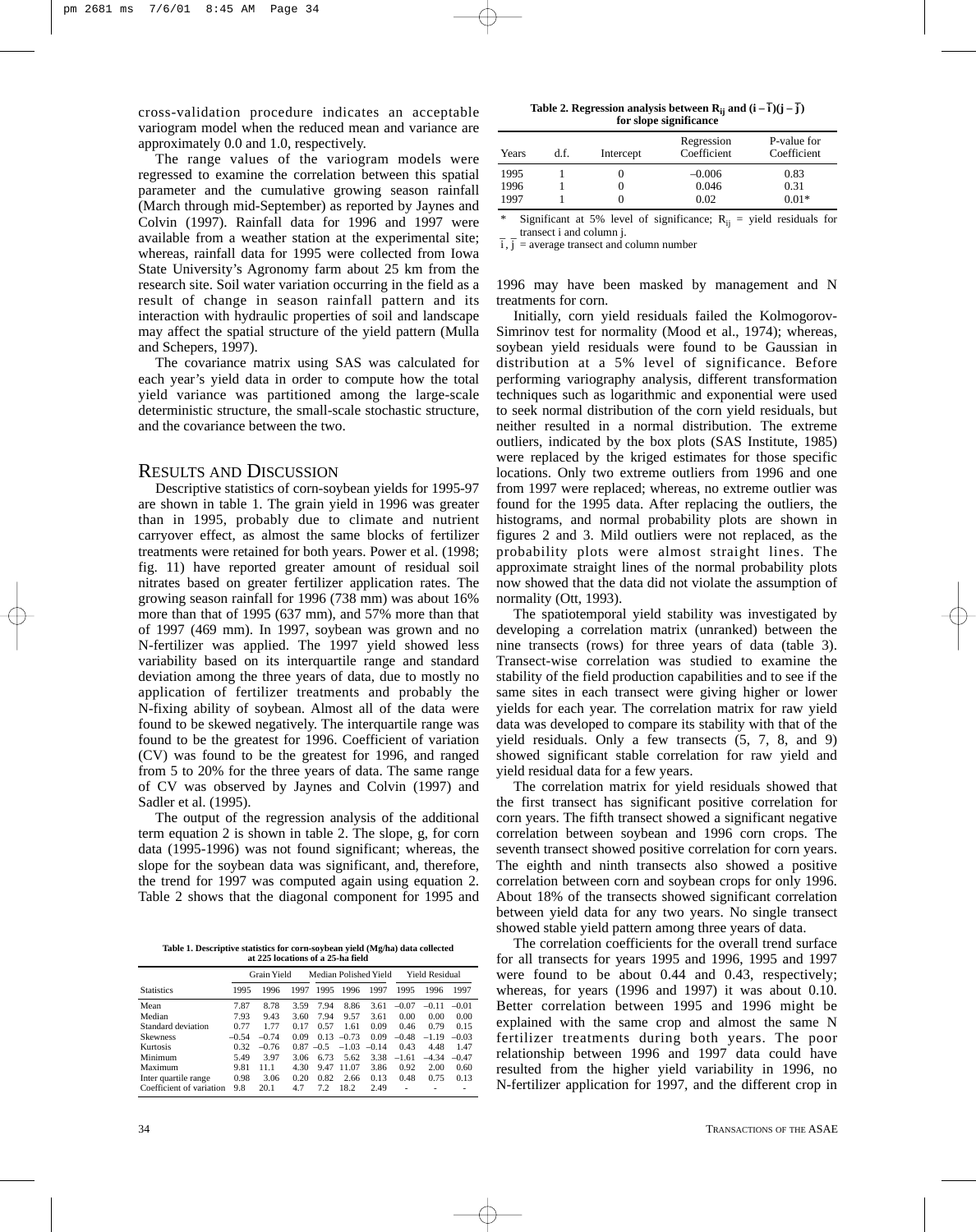cross-validation procedure indicates an acceptable variogram model when the reduced mean and variance are approximately 0.0 and 1.0, respectively.

The range values of the variogram models were regressed to examine the correlation between this spatial parameter and the cumulative growing season rainfall (March through mid-September) as reported by Jaynes and Colvin (1997). Rainfall data for 1996 and 1997 were available from a weather station at the experimental site; whereas, rainfall data for 1995 were collected from Iowa State University's Agronomy farm about 25 km from the research site. Soil water variation occurring in the field as a result of change in season rainfall pattern and its interaction with hydraulic properties of soil and landscape may affect the spatial structure of the yield pattern (Mulla and Schepers, 1997).

The covariance matrix using SAS was calculated for each year's yield data in order to compute how the total yield variance was partitioned among the large-scale deterministic structure, the small-scale stochastic structure, and the covariance between the two.

## Results and Discussion

Descriptive statistics of corn-soybean yields for 1995-97 are shown in table 1. The grain yield in 1996 was greater than in 1995, probably due to climate and nutrient carryover effect, as almost the same blocks of fertilizer treatments were retained for both years. Power et al. (1998; fig. 11) have reported greater amount of residual soil nitrates based on greater fertilizer application rates. The growing season rainfall for 1996 (738 mm) was about 16% more than that of 1995 (637 mm), and 57% more than that of 1997 (469 mm). In 1997, soybean was grown and no N-fertilizer was applied. The 1997 yield showed less variability based on its interquartile range and standard deviation among the three years of data, due to mostly no application of fertilizer treatments and probably the N-fixing ability of soybean. Almost all of the data were found to be skewed negatively. The interquartile range was found to be the greatest for 1996. Coefficient of variation (CV) was found to be the greatest for 1996, and ranged from 5 to 20% for the three years of data. The same range of CV was observed by Jaynes and Colvin (1997) and Sadler et al. (1995).

The output of the regression analysis of the additional term equation 2 is shown in table 2. The slope, g, for corn data (1995-1996) was not found significant; whereas, the slope for the soybean data was significant, and, therefore, the trend for 1997 was computed again using equation 2. Table 2 shows that the diagonal component for 1995 and 1996 may have been masked by management and N treatments for corn.

**Table 1. Descriptive statistics for corn-soybean yield (Mg/ha) data collected at 225 locations of a 25-ha field**

| | Grain Yield | | | Median Polished Yield | | | Yield Residual | | |
|---|---|---|---|---|---|---|---|---|---|
| Statistics | 1995 | 1996 | 1997 | 1995 | 1996 | 1997 | 1995 | 1996 | 1997 |
| Mean | 7.87 | 8.78 | 3.59 | 7.94 | 8.86 | 3.61 | –0.07 | –0.11 | –0.01 |
| Median | 7.93 | 9.43 | 3.60 | 7.94 | 9.57 | 3.61 | 0.00 | 0.00 | 0.00 |
| Standard deviation | 0.77 | 1.77 | 0.17 | 0.57 | 1.61 | 0.09 | 0.46 | 0.79 | 0.15 |
| Skewness | –0.54 | –0.74 | 0.09 | 0.13 | –0.73 | 0.09 | –0.48 | –1.19 | –0.03 |
| Kurtosis | 0.32 | –0.76 | 0.87 | –0.5 | –1.03 | –0.14 | 0.43 | 4.48 | 1.47 |
| Minimum | 5.49 | 3.97 | 3.06 | 6.73 | 5.62 | 3.38 | –1.61 | –4.34 | –0.47 |
| Maximum | 9.81 | 11.1 | 4.30 | 9.47 | 11.07 | 3.86 | 0.92 | 2.00 | 0.60 |
| Inter quartile range | 0.98 | 3.06 | 0.20 | 0.82 | 2.66 | 0.13 | 0.48 | 0.75 | 0.13 |
| Coefficient of variation | 9.8 | 20.1 | 4.7 | 7.2 | 18.2 | 2.49 | - | - | - |

**Table 2. Regression analysis between $R_{ij}$ and $(i-\bar{i})(j-\bar{j})$ for slope significance**

| Years | d.f. | Intercept | Regression Coefficient | P-value for Coefficient |
|---|---|---|---|---|
| 1995 | 1 | 0 | –0.006 | 0.83 |
| 1996 | 1 | 0 | 0.046 | 0.31 |
| 1997 | 1 | 0 | 0.02 | 0.01* |

\* Significant at 5% level of significance; $R_{ij}$ = yield residuals for transect i and column j.
$\bar{i}, \bar{j}$ = average transect and column number

Initially, corn yield residuals failed the Kolmogorov-Simrinov test for normality (Mood et al., 1974); whereas, soybean yield residuals were found to be Gaussian in distribution at a 5% level of significance. Before performing variography analysis, different transformation techniques such as logarithmic and exponential were used to seek normal distribution of the corn yield residuals, but neither resulted in a normal distribution. The extreme outliers, indicated by the box plots (SAS Institute, 1985) were replaced by the kriged estimates for those specific locations. Only two extreme outliers from 1996 and one from 1997 were replaced; whereas, no extreme outlier was found for the 1995 data. After replacing the outliers, the histograms, and normal probability plots are shown in figures 2 and 3. Mild outliers were not replaced, as the probability plots were almost straight lines. The approximate straight lines of the normal probability plots now showed that the data did not violate the assumption of normality (Ott, 1993).

The spatiotemporal yield stability was investigated by developing a correlation matrix (unranked) between the nine transects (rows) for three years of data (table 3). Transect-wise correlation was studied to examine the stability of the field production capabilities and to see if the same sites in each transect were giving higher or lower yields for each year. The correlation matrix for raw yield data was developed to compare its stability with that of the yield residuals. Only a few transects (5, 7, 8, and 9) showed significant stable correlation for raw yield and yield residual data for a few years.

The correlation matrix for yield residuals showed that the first transect has significant positive correlation for corn years. The fifth transect showed a significant negative correlation between soybean and 1996 corn crops. The seventh transect showed positive correlation for corn years. The eighth and ninth transects also showed a positive correlation between corn and soybean crops for only 1996. About 18% of the transects showed significant correlation between yield data for any two years. No single transect showed stable yield pattern among three years of data.

The correlation coefficients for the overall trend surface for all transects for years 1995 and 1996, 1995 and 1997 were found to be about 0.44 and 0.43, respectively; whereas, for years (1996 and 1997) it was about 0.10. Better correlation between 1995 and 1996 might be explained with the same crop and almost the same N fertilizer treatments during both years. The poor relationship between 1996 and 1997 data could have resulted from the higher yield variability in 1996, no N-fertilizer application for 1997, and the different crop in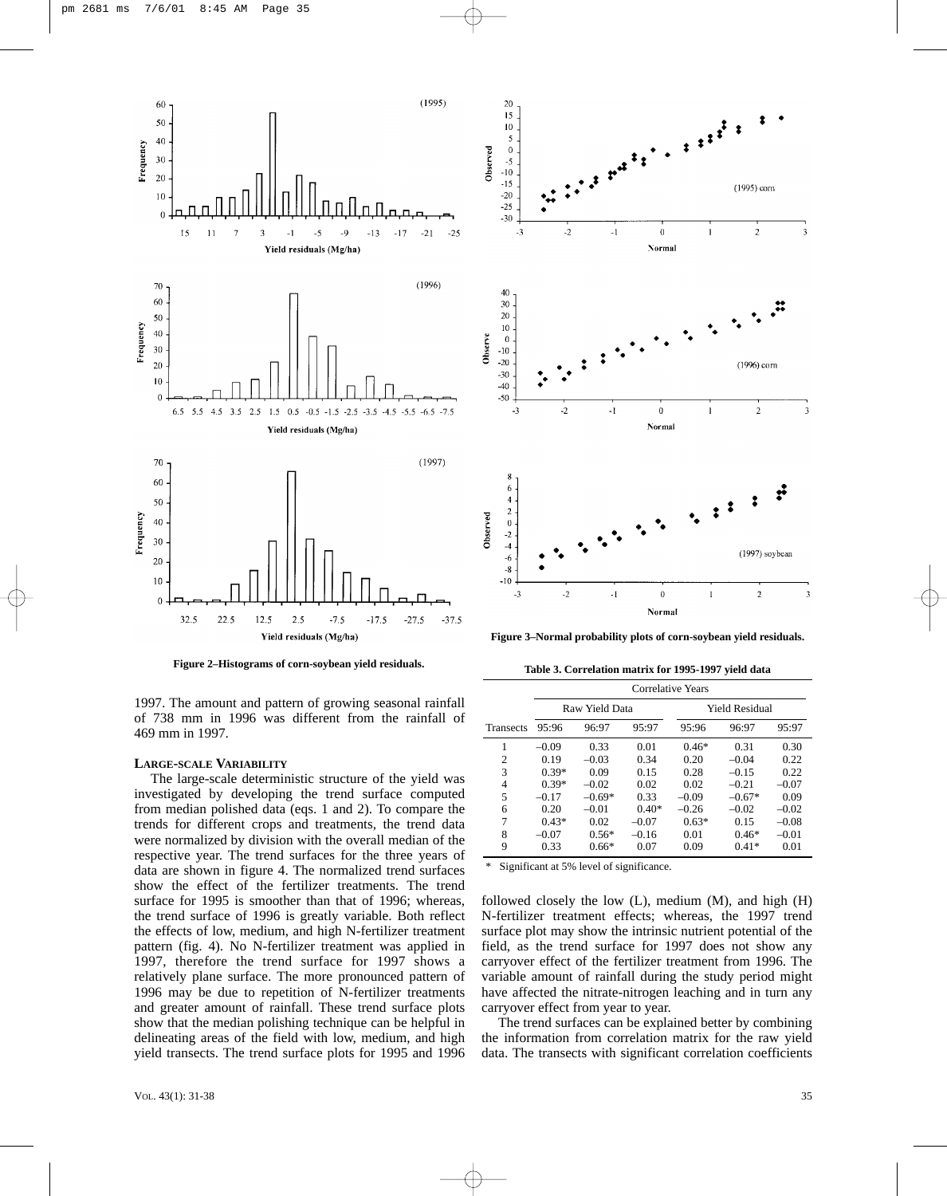Figure 2–Histograms of corn-soybean yield residuals.

Figure 3–Normal probability plots of corn-soybean yield residuals.

1997. The amount and pattern of growing seasonal rainfall of 738 mm in 1996 was different from the rainfall of 469 mm in 1997.

### LARGE-SCALE VARIABILITY

The large-scale deterministic structure of the yield was investigated by developing the trend surface computed from median polished data (eqs. 1 and 2). To compare the trends for different crops and treatments, the trend data were normalized by division with the overall median of the respective year. The trend surfaces for the three years of data are shown in figure 4. The normalized trend surfaces show the effect of the fertilizer treatments. The trend surface for 1995 is smoother than that of 1996; whereas, the trend surface of 1996 is greatly variable. Both reflect the effects of low, medium, and high N-fertilizer treatment pattern (fig. 4). No N-fertilizer treatment was applied in 1997, therefore the trend surface for 1997 shows a relatively plane surface. The more pronounced pattern of 1996 may be due to repetition of N-fertilizer treatments and greater amount of rainfall. These trend surface plots show that the median polishing technique can be helpful in delineating areas of the field with low, medium, and high yield transects. The trend surface plots for 1995 and 1996 followed closely the low (L), medium (M), and high (H) N-fertilizer treatment effects; whereas, the 1997 trend surface plot may show the intrinsic nutrient potential of the field, as the trend surface for 1997 does not show any carryover effect of the fertilizer treatment from 1996. The variable amount of rainfall during the study period might have affected the nitrate-nitrogen leaching and in turn any carryover effect from year to year.

The trend surfaces can be explained better by combining the information from correlation matrix for the raw yield data. The transects with significant correlation coefficients

Table 3. Correlation matrix for 1995-1997 yield data

| | Correlative Years | | | | | |
|---|---|---|---|---|---|---|
| | Raw Yield Data | | | Yield Residual | | |
| Transects | 95:96 | 96:97 | 95:97 | 95:96 | 96:97 | 95:97 |
| 1 | –0.09 | 0.33 | 0.01 | 0.46* | 0.31 | 0.30 |
| 2 | 0.19 | –0.03 | 0.34 | 0.20 | –0.04 | 0.22 |
| 3 | 0.39* | 0.09 | 0.15 | 0.28 | –0.15 | 0.22 |
| 4 | 0.39* | –0.02 | 0.02 | 0.02 | –0.21 | –0.07 |
| 5 | –0.17 | –0.69* | 0.33 | –0.09 | –0.67* | 0.09 |
| 6 | 0.20 | –0.01 | 0.40* | –0.26 | –0.02 | –0.02 |
| 7 | 0.43* | 0.02 | –0.07 | 0.63* | 0.15 | –0.08 |
| 8 | –0.07 | 0.56* | –0.16 | 0.01 | 0.46* | –0.01 |
| 9 | 0.33 | 0.66* | 0.07 | 0.09 | 0.41* | 0.01 |

\* Significant at 5% level of significance.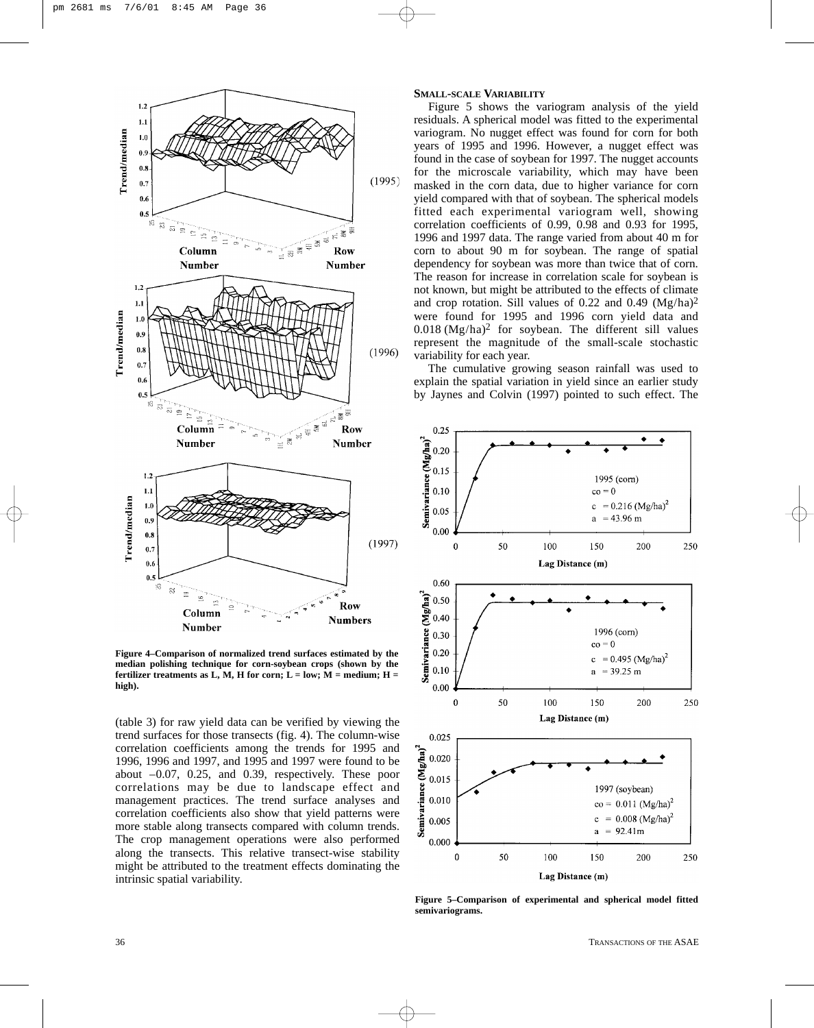Figure 4–Comparison of normalized trend surfaces estimated by the median polishing technique for corn-soybean crops (shown by the fertilizer treatments as L, M, H for corn; L = low; M = medium; H = high).

(table 3) for raw yield data can be verified by viewing the trend surfaces for those transects (fig. 4). The column-wise correlation coefficients among the trends for 1995 and 1996, 1996 and 1997, and 1995 and 1997 were found to be about –0.07, 0.25, and 0.39, respectively. These poor correlations may be due to landscape effect and management practices. The trend surface analyses and correlation coefficients also show that yield patterns were more stable along transects compared with column trends. The crop management operations were also performed along the transects. This relative transect-wise stability might be attributed to the treatment effects dominating the intrinsic spatial variability.

### SMALL-SCALE VARIABILITY

Figure 5 shows the variogram analysis of the yield residuals. A spherical model was fitted to the experimental variogram. No nugget effect was found for corn for both years of 1995 and 1996. However, a nugget effect was found in the case of soybean for 1997. The nugget accounts for the microscale variability, which may have been masked in the corn data, due to higher variance for corn yield compared with that of soybean. The spherical models fitted each experimental variogram well, showing correlation coefficients of 0.99, 0.98 and 0.93 for 1995, 1996 and 1997 data. The range varied from about 40 m for corn to about 90 m for soybean. The range of spatial dependency for soybean was more than twice that of corn. The reason for increase in correlation scale for soybean is not known, but might be attributed to the effects of climate and crop rotation. Sill values of 0.22 and 0.49 $(Mg/ha)^2$ were found for 1995 and 1996 corn yield data and 0.018 $(Mg/ha)^2$ for soybean. The different sill values represent the magnitude of the small-scale stochastic variability for each year.

The cumulative growing season rainfall was used to explain the spatial variation in yield since an earlier study by Jaynes and Colvin (1997) pointed to such effect. The

Figure 5–Comparison of experimental and spherical model fitted semivariograms.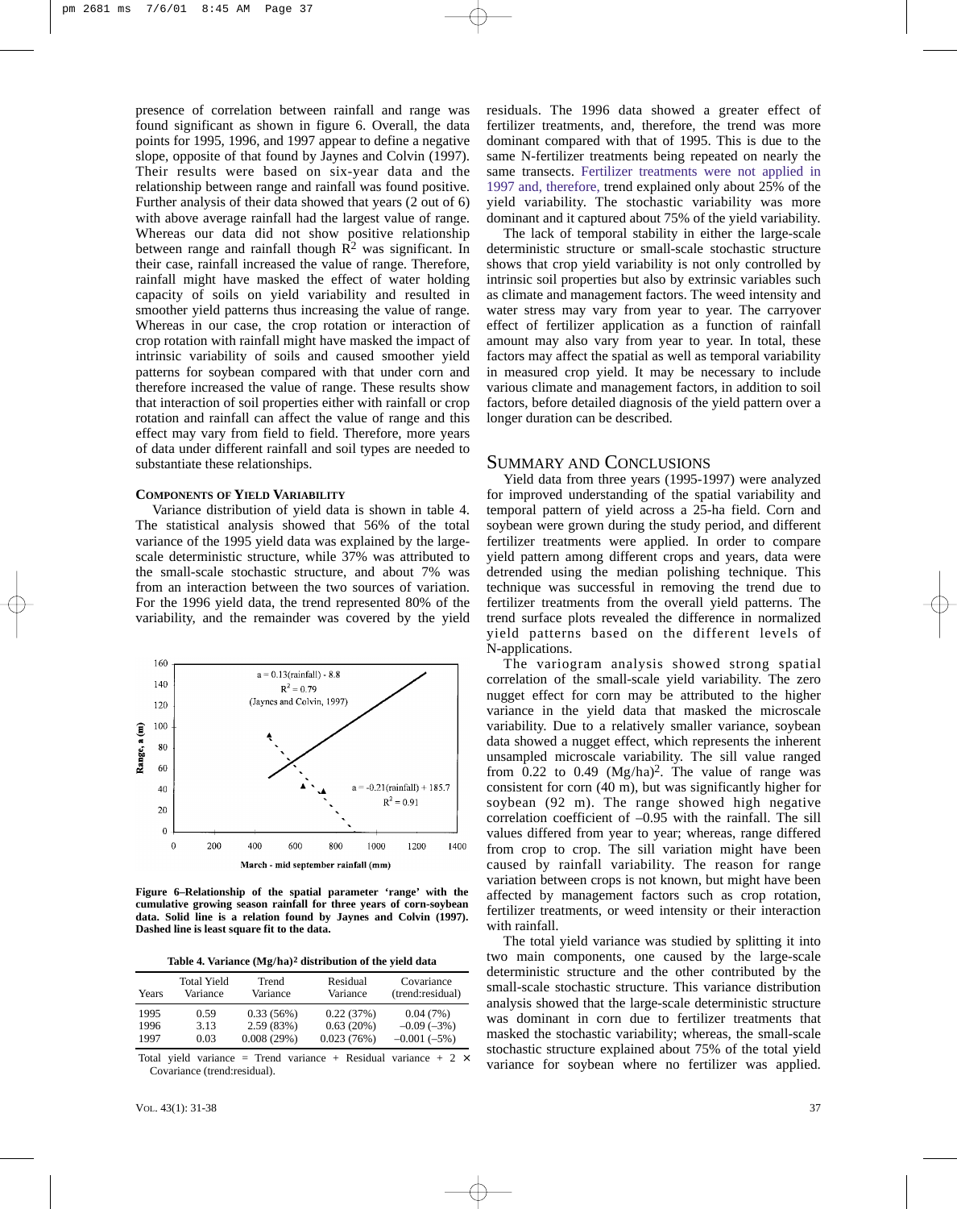presence of correlation between rainfall and range was found significant as shown in figure 6. Overall, the data points for 1995, 1996, and 1997 appear to define a negative slope, opposite of that found by Jaynes and Colvin (1997). Their results were based on six-year data and the relationship between range and rainfall was found positive. Further analysis of their data showed that years (2 out of 6) with above average rainfall had the largest value of range. Whereas our data did not show positive relationship between range and rainfall though $R^2$ was significant. In their case, rainfall increased the value of range. Therefore, rainfall might have masked the effect of water holding capacity of soils on yield variability and resulted in smoother yield patterns thus increasing the value of range. Whereas in our case, the crop rotation or interaction of crop rotation with rainfall might have masked the impact of intrinsic variability of soils and caused smoother yield patterns for soybean compared with that under corn and therefore increased the value of range. These results show that interaction of soil properties either with rainfall or crop rotation and rainfall can affect the value of range and this effect may vary from field to field. Therefore, more years of data under different rainfall and soil types are needed to substantiate these relationships.

#### COMPONENTS OF YIELD VARIABILITY

Variance distribution of yield data is shown in table 4. The statistical analysis showed that 56% of the total variance of the 1995 yield data was explained by the large-scale deterministic structure, while 37% was attributed to the small-scale stochastic structure, and about 7% was from an interaction between the two sources of variation. For the 1996 yield data, the trend represented 80% of the variability, and the remainder was covered by the yield residuals. The 1996 data showed a greater effect of fertilizer treatments, and, therefore, the trend was more dominant compared with that of 1995. This is due to the same N-fertilizer treatments being repeated on nearly the same transects. Fertilizer treatments were not applied in 1997 and, therefore, trend explained only about 25% of the yield variability. The stochastic variability was more dominant and it captured about 75% of the yield variability.

The lack of temporal stability in either the large-scale deterministic structure or small-scale stochastic structure shows that crop yield variability is not only controlled by intrinsic soil properties but also by extrinsic variables such as climate and management factors. The weed intensity and water stress may vary from year to year. The carryover effect of fertilizer application as a function of rainfall amount may also vary from year to year. In total, these factors may affect the spatial as well as temporal variability in measured crop yield. It may be necessary to include various climate and management factors, in addition to soil factors, before detailed diagnosis of the yield pattern over a longer duration can be described.

Figure 6–Relationship of the spatial parameter 'range' with the cumulative growing season rainfall for three years of corn-soybean data. Solid line is a relation found by Jaynes and Colvin (1997). Dashed line is least square fit to the data.

Table 4. Variance $(Mg/ha)^2$ distribution of the yield data

| Years | Total Yield Variance | Trend Variance | Residual Variance | Covariance (trend:residual) |
|---|---|---|---|---|
| 1995 | 0.59 | 0.33 (56%) | 0.22 (37%) | 0.04 (7%) |
| 1996 | 3.13 | 2.59 (83%) | 0.63 (20%) | –0.09 (–3%) |
| 1997 | 0.03 | 0.008 (29%) | 0.023 (76%) | –0.001 (–5%) |

Total yield variance = Trend variance + Residual variance + 2 × Covariance (trend:residual).

## SUMMARY AND CONCLUSIONS

Yield data from three years (1995-1997) were analyzed for improved understanding of the spatial variability and temporal pattern of yield across a 25-ha field. Corn and soybean were grown during the study period, and different fertilizer treatments were applied. In order to compare yield pattern among different crops and years, data were detrended using the median polishing technique. This technique was successful in removing the trend due to fertilizer treatments from the overall yield patterns. The trend surface plots revealed the difference in normalized yield patterns based on the different levels of N-applications.

The variogram analysis showed strong spatial correlation of the small-scale yield variability. The zero nugget effect for corn may be attributed to the higher variance in the yield data that masked the microscale variability. Due to a relatively smaller variance, soybean data showed a nugget effect, which represents the inherent unsampled microscale variability. The sill value ranged from 0.22 to 0.49 $(Mg/ha)^2$. The value of range was consistent for corn (40 m), but was significantly higher for soybean (92 m). The range showed high negative correlation coefficient of –0.95 with the rainfall. The sill values differed from year to year; whereas, range differed from crop to crop. The sill variation might have been caused by rainfall variability. The reason for range variation between crops is not known, but might have been affected by management factors such as crop rotation, fertilizer treatments, or weed intensity or their interaction with rainfall.

The total yield variance was studied by splitting it into two main components, one caused by the large-scale deterministic structure and the other contributed by the small-scale stochastic structure. This variance distribution analysis showed that the large-scale deterministic structure was dominant in corn due to fertilizer treatments that masked the stochastic variability; whereas, the small-scale stochastic structure explained about 75% of the total yield variance for soybean where no fertilizer was applied.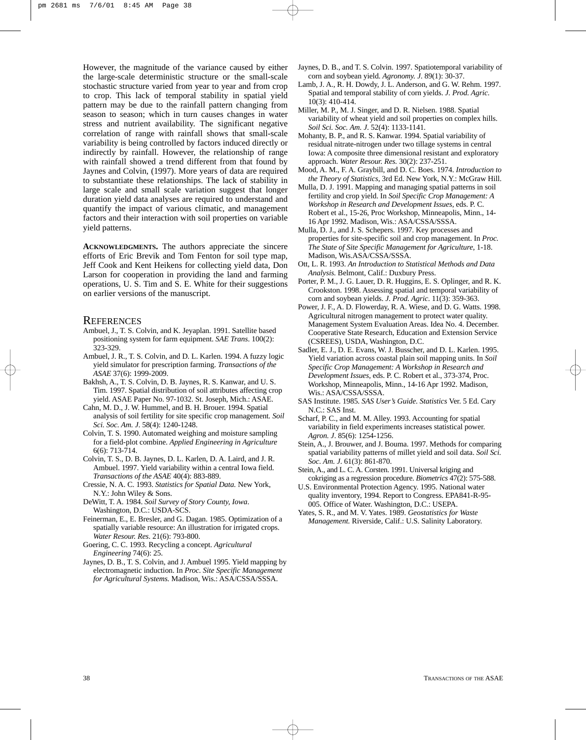However, the magnitude of the variance caused by either the large-scale deterministic structure or the small-scale stochastic structure varied from year to year and from crop to crop. This lack of temporal stability in spatial yield pattern may be due to the rainfall pattern changing from season to season; which in turn causes changes in water stress and nutrient availability. The significant negative correlation of range with rainfall shows that small-scale variability is being controlled by factors induced directly or indirectly by rainfall. However, the relationship of range with rainfall showed a trend different from that found by Jaynes and Colvin, (1997). More years of data are required to substantiate these relationships. The lack of stability in large scale and small scale variation suggest that longer duration yield data analyses are required to understand and quantify the impact of various climatic, and management factors and their interaction with soil properties on variable yield patterns.

**ACKNOWLEDGMENTS.** The authors appreciate the sincere efforts of Eric Brevik and Tom Fenton for soil type map, Jeff Cook and Kent Heikens for collecting yield data, Don Larson for cooperation in providing the land and farming operations, U. S. Tim and S. E. White for their suggestions on earlier versions of the manuscript.

## REFERENCES

Ambuel, J., T. S. Colvin, and K. Jeyaplan. 1991. Satellite based positioning system for farm equipment. *SAE Trans*. 100(2): 323-329.

Ambuel, J. R., T. S. Colvin, and D. L. Karlen. 1994. A fuzzy logic yield simulator for prescription farming. *Transactions of the ASAE* 37(6): 1999-2009.

Bakhsh, A., T. S. Colvin, D. B. Jaynes, R. S. Kanwar, and U. S. Tim. 1997. Spatial distribution of soil attributes affecting crop yield. ASAE Paper No. 97-1032. St. Joseph, Mich.: ASAE.

Cahn, M. D., J. W. Hummel, and B. H. Brouer. 1994. Spatial analysis of soil fertility for site specific crop management. *Soil Sci. Soc. Am. J*. 58(4): 1240-1248.

Colvin, T. S. 1990. Automated weighing and moisture sampling for a field-plot combine. *Applied Engineering in Agriculture* 6(6): 713-714.

Colvin, T. S., D. B. Jaynes, D. L. Karlen, D. A. Laird, and J. R. Ambuel. 1997. Yield variability within a central Iowa field. *Transactions of the ASAE* 40(4): 883-889.

Cressie, N. A. C. 1993. *Statistics for Spatial Data.* New York, N.Y.: John Wiley & Sons.

DeWitt, T. A. 1984. *Soil Survey of Story County, Iowa*. Washington, D.C.: USDA-SCS.

Feinerman, E., E. Bresler, and G. Dagan. 1985. Optimization of a spatially variable resource: An illustration for irrigated crops. *Water Resour. Res*. 21(6): 793-800.

Goering, C. C. 1993. Recycling a concept. *Agricultural Engineering* 74(6): 25.

Jaynes, D. B., T. S. Colvin, and J. Ambuel 1995. Yield mapping by electromagnetic induction. In *Proc. Site Specific Management for Agricultural Systems.* Madison, Wis.: ASA/CSSA/SSSA.

Jaynes, D. B., and T. S. Colvin. 1997. Spatiotemporal variability of corn and soybean yield. *Agronomy. J*. 89(1): 30-37.

Lamb, J. A., R. H. Dowdy, J. L. Anderson, and G. W. Rehm. 1997. Spatial and temporal stability of corn yields. *J. Prod. Agric.* 10(3): 410-414.

Miller, M. P., M. J. Singer, and D. R. Nielsen. 1988. Spatial variability of wheat yield and soil properties on complex hills. *Soil Sci. Soc. Am. J*. 52(4): 1133-1141.

Mohanty, B. P., and R. S. Kanwar. 1994. Spatial variability of residual nitrate-nitrogen under two tillage systems in central Iowa: A composite three dimensional resistant and exploratory approach. *Water Resour. Res.* 30(2): 237-251.

Mood, A. M., F. A. Graybill, and D. C. Boes. 1974. *Introduction to the Theory of Statistics*, 3rd Ed. New York, N.Y.: McGraw Hill.

Mulla, D. J. 1991. Mapping and managing spatial patterns in soil fertility and crop yield. In *Soil Specific Crop Management: A Workshop in Research and Development Issues*, eds. P. C. Robert et al., 15-26, Proc Workshop, Minneapolis, Minn., 14-16 Apr 1992. Madison, Wis.: ASA/CSSA/SSSA.

Mulla, D. J., and J. S. Schepers. 1997. Key processes and properties for site-specific soil and crop management. In *Proc. The State of Site Specific Management for Agriculture*, 1-18. Madison, Wis.ASA/CSSA/SSSA.

Ott, L. R. 1993. *An Introduction to Statistical Methods and Data Analysis.* Belmont, Calif.: Duxbury Press.

Porter, P. M., J. G. Lauer, D. R. Huggins, E. S. Oplinger, and R. K. Crookston. 1998. Assessing spatial and temporal variability of corn and soybean yields. *J. Prod. Agric.* 11(3): 359-363.

Power, J. F., A. D. Flowerday, R. A. Wiese, and D. G. Watts. 1998. Agricultural nitrogen management to protect water quality. Management System Evaluation Areas. Idea No. 4. December. Cooperative State Research, Education and Extension Service (CSREES), USDA, Washington, D.C.

Sadler, E. J., D. E. Evans, W. J. Busscher, and D. L. Karlen. 1995. Yield variation across coastal plain soil mapping units. In *Soil Specific Crop Management: A Workshop in Research and Development Issues*, eds. P. C. Robert et al., 373-374, Proc. Workshop, Minneapolis, Minn., 14-16 Apr 1992. Madison, Wis.: ASA/CSSA/SSSA.

SAS Institute. 1985. *SAS User's Guide. Statistics* Ver. 5 Ed. Cary N.C.: SAS Inst.

Scharf, P. C., and M. M. Alley. 1993. Accounting for spatial variability in field experiments increases statistical power. *Agron. J*. 85(6): 1254-1256.

Stein, A., J. Brouwer, and J. Bouma. 1997. Methods for comparing spatial variability patterns of millet yield and soil data. *Soil Sci. Soc. Am. J*. 61(3): 861-870.

Stein, A., and L. C. A. Corsten. 1991. Universal kriging and cokriging as a regression procedure. *Biometrics* 47(2): 575-588.

U.S. Environmental Protection Agency. 1995. National water quality inventory, 1994. Report to Congress. EPA841-R-95-005. Office of Water. Washington, D.C.: USEPA.

Yates, S. R., and M. V. Yates. 1989. *Geostatistics for Waste Management.* Riverside, Calif.: U.S. Salinity Laboratory.